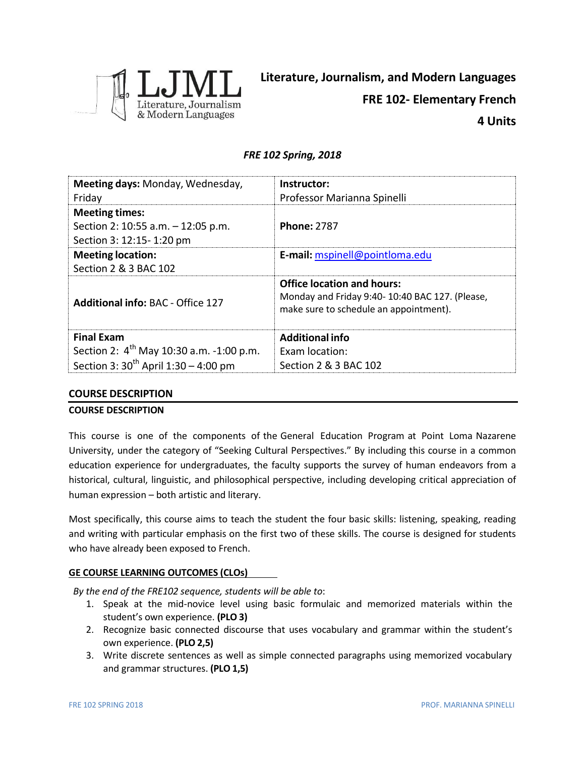**Literature, Journalism, and Modern Languages**

**FRE 102- Elementary French**

**4 Units**

*FRE 102 Spring, 2018*

| **Meeting days:** Monday, Wednesday, Friday | **Instructor:** Professor Marianna Spinelli |
|---|---|
| **Meeting times:** Section 2: 10:55 a.m. – 12:05 p.m. Section 3: 12:15- 1:20 pm | **Phone:** 2787 |
| **Meeting location:** Section 2 & 3 BAC 102 | **E-mail:** mspinell@pointloma.edu |
| **Additional info:** BAC - Office 127 | **Office location and hours:** Monday and Friday 9:40- 10:40 BAC 127. (Please, make sure to schedule an appointment). |
| **Final Exam** Section 2: 4th May 10:30 a.m. -1:00 p.m. Section 3: 30th April 1:30 – 4:00 pm | **Additional info** Exam location: Section 2 & 3 BAC 102 |

## COURSE DESCRIPTION

**COURSE DESCRIPTION**

This course is one of the components of the General Education Program at Point Loma Nazarene University, under the category of "Seeking Cultural Perspectives." By including this course in a common education experience for undergraduates, the faculty supports the survey of human endeavors from a historical, cultural, linguistic, and philosophical perspective, including developing critical appreciation of human expression – both artistic and literary.

Most specifically, this course aims to teach the student the four basic skills: listening, speaking, reading and writing with particular emphasis on the first two of these skills. The course is designed for students who have already been exposed to French.

### GE COURSE LEARNING OUTCOMES (CLOs)

*By the end of the FRE102 sequence, students will be able to*:

1. Speak at the mid-novice level using basic formulaic and memorized materials within the student's own experience. **(PLO 3)**
2. Recognize basic connected discourse that uses vocabulary and grammar within the student's own experience. **(PLO 2,5)**
3. Write discrete sentences as well as simple connected paragraphs using memorized vocabulary and grammar structures. **(PLO 1,5)**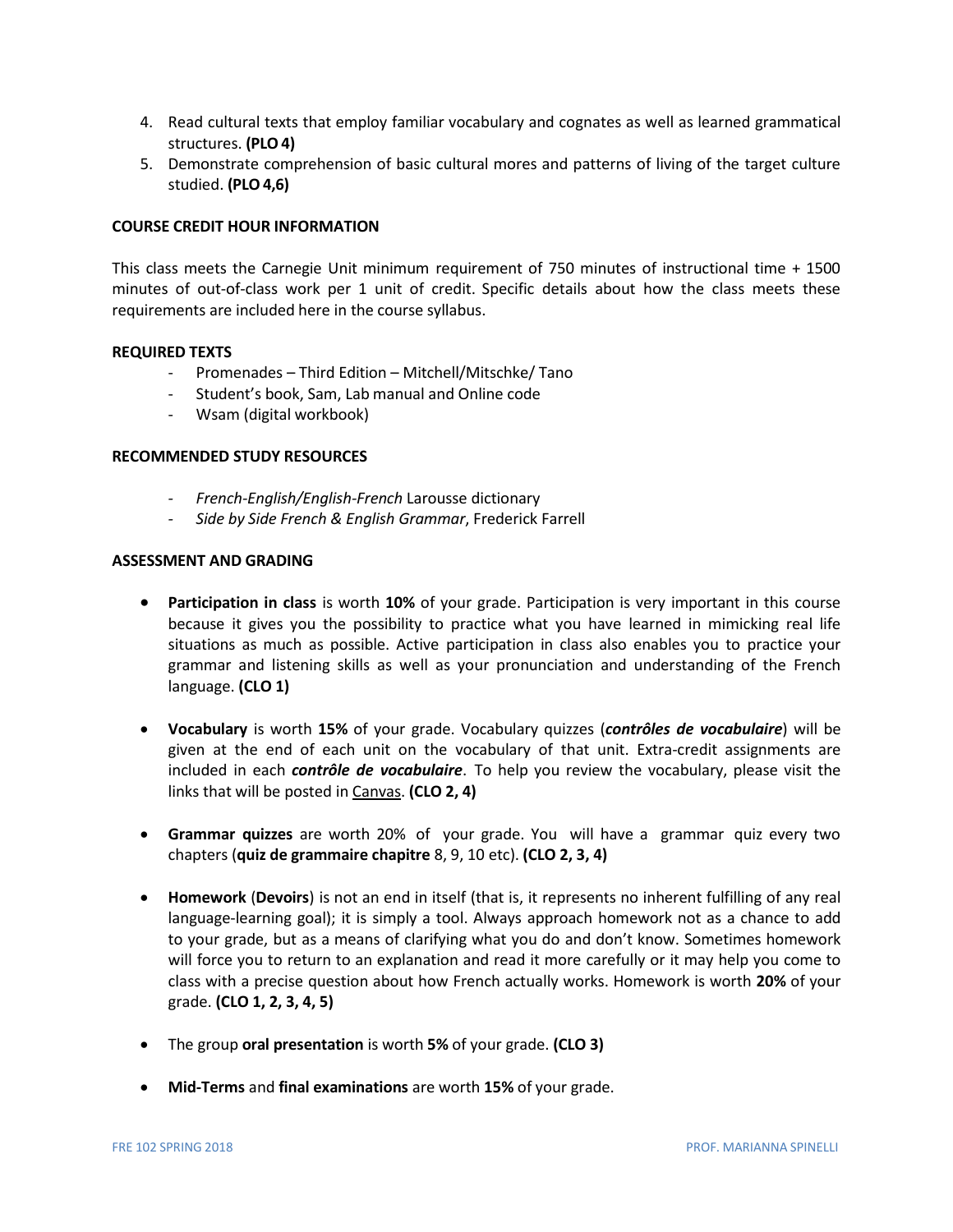4. Read cultural texts that employ familiar vocabulary and cognates as well as learned grammatical structures. **(PLO 4)**
5. Demonstrate comprehension of basic cultural mores and patterns of living of the target culture studied. **(PLO 4,6)**

**COURSE CREDIT HOUR INFORMATION**

This class meets the Carnegie Unit minimum requirement of 750 minutes of instructional time + 1500 minutes of out-of-class work per 1 unit of credit. Specific details about how the class meets these requirements are included here in the course syllabus.

**REQUIRED TEXTS**

- Promenades – Third Edition – Mitchell/Mitschke/ Tano
- Student's book, Sam, Lab manual and Online code
- Wsam (digital workbook)

**RECOMMENDED STUDY RESOURCES**

- *French-English/English-French* Larousse dictionary
- *Side by Side French & English Grammar*, Frederick Farrell

**ASSESSMENT AND GRADING**

- **Participation in class** is worth **10%** of your grade. Participation is very important in this course because it gives you the possibility to practice what you have learned in mimicking real life situations as much as possible. Active participation in class also enables you to practice your grammar and listening skills as well as your pronunciation and understanding of the French language. **(CLO 1)**

- **Vocabulary** is worth **15%** of your grade. Vocabulary quizzes (***contrôles de vocabulaire***) will be given at the end of each unit on the vocabulary of that unit. Extra-credit assignments are included in each ***contrôle de vocabulaire***. To help you review the vocabulary, please visit the links that will be posted in Canvas. **(CLO 2, 4)**

- **Grammar quizzes** are worth 20% of your grade. You will have a grammar quiz every two chapters (**quiz de grammaire chapitre** 8, 9, 10 etc). **(CLO 2, 3, 4)**

- **Homework** (**Devoirs**) is not an end in itself (that is, it represents no inherent fulfilling of any real language-learning goal); it is simply a tool. Always approach homework not as a chance to add to your grade, but as a means of clarifying what you do and don't know. Sometimes homework will force you to return to an explanation and read it more carefully or it may help you come to class with a precise question about how French actually works. Homework is worth **20%** of your grade. **(CLO 1, 2, 3, 4, 5)**

- The group **oral presentation** is worth **5%** of your grade. **(CLO 3)**

- **Mid-Terms** and **final examinations** are worth **15%** of your grade.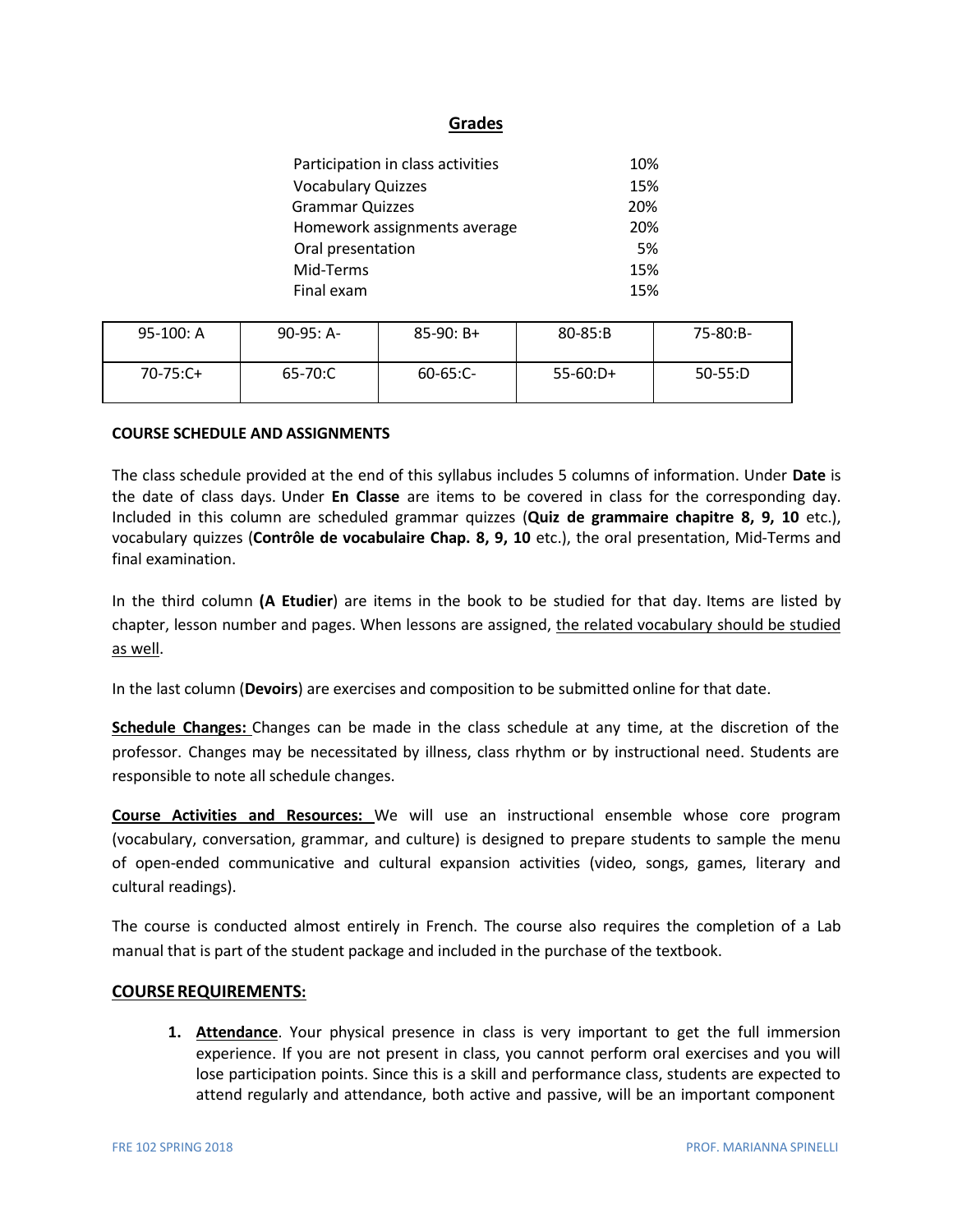## Grades

| | |
|---|---|
| Participation in class activities | 10% |
| Vocabulary Quizzes | 15% |
| Grammar Quizzes | 20% |
| Homework assignments average | 20% |
| Oral presentation | 5% |
| Mid-Terms | 15% |
| Final exam | 15% |

| | | | | |
|---|---|---|---|---|
| 95-100: A | 90-95: A- | 85-90: B+ | 80-85:B | 75-80:B- |
| 70-75:C+ | 65-70:C | 60-65:C- | 55-60:D+ | 50-55:D |

**COURSE SCHEDULE AND ASSIGNMENTS**

The class schedule provided at the end of this syllabus includes 5 columns of information. Under **Date** is the date of class days. Under **En Classe** are items to be covered in class for the corresponding day. Included in this column are scheduled grammar quizzes (**Quiz de grammaire chapitre 8, 9, 10** etc.), vocabulary quizzes (**Contrôle de vocabulaire Chap. 8, 9, 10** etc.), the oral presentation, Mid-Terms and final examination.

In the third column **(A Etudier**) are items in the book to be studied for that day. Items are listed by chapter, lesson number and pages. When lessons are assigned, the related vocabulary should be studied as well.

In the last column (**Devoirs**) are exercises and composition to be submitted online for that date.

**Schedule Changes:** Changes can be made in the class schedule at any time, at the discretion of the professor. Changes may be necessitated by illness, class rhythm or by instructional need. Students are responsible to note all schedule changes.

**Course Activities and Resources:** We will use an instructional ensemble whose core program (vocabulary, conversation, grammar, and culture) is designed to prepare students to sample the menu of open-ended communicative and cultural expansion activities (video, songs, games, literary and cultural readings).

The course is conducted almost entirely in French. The course also requires the completion of a Lab manual that is part of the student package and included in the purchase of the textbook.

### COURSE REQUIREMENTS:

1. **Attendance**. Your physical presence in class is very important to get the full immersion experience. If you are not present in class, you cannot perform oral exercises and you will lose participation points. Since this is a skill and performance class, students are expected to attend regularly and attendance, both active and passive, will be an important component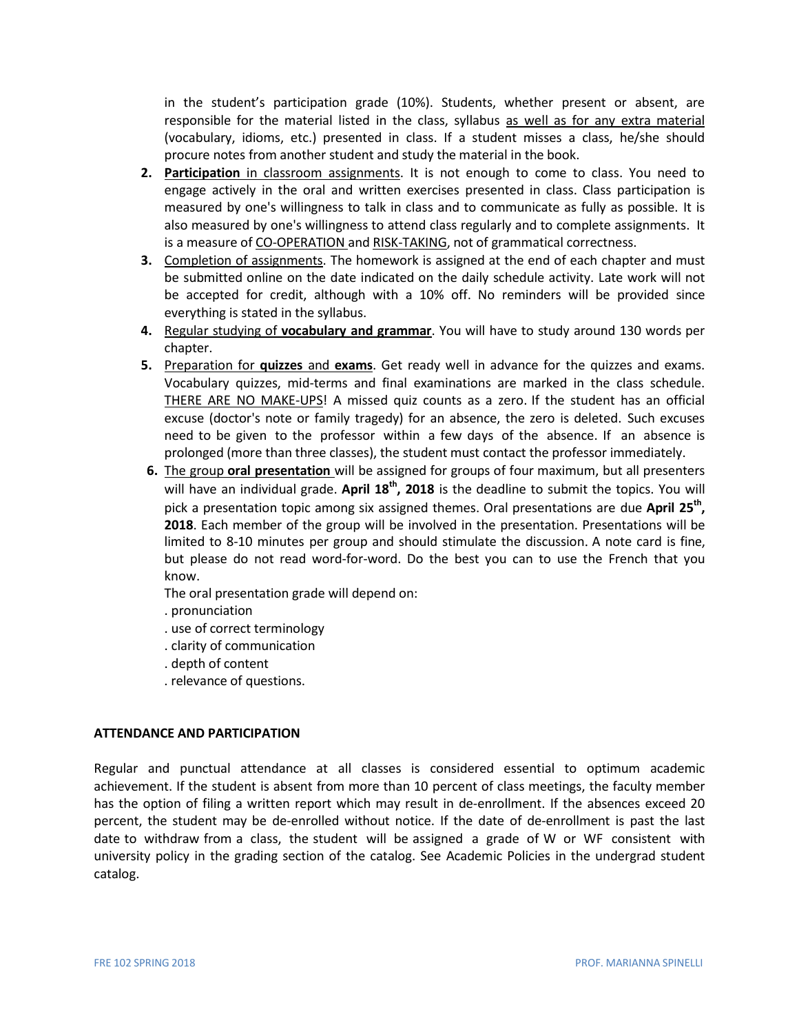in the student's participation grade (10%). Students, whether present or absent, are responsible for the material listed in the class, syllabus as well as for any extra material (vocabulary, idioms, etc.) presented in class. If a student misses a class, he/she should procure notes from another student and study the material in the book.

2. **Participation** in classroom assignments. It is not enough to come to class. You need to engage actively in the oral and written exercises presented in class. Class participation is measured by one's willingness to talk in class and to communicate as fully as possible. It is also measured by one's willingness to attend class regularly and to complete assignments. It is a measure of CO-OPERATION and RISK-TAKING, not of grammatical correctness.
3. Completion of assignments. The homework is assigned at the end of each chapter and must be submitted online on the date indicated on the daily schedule activity. Late work will not be accepted for credit, although with a 10% off. No reminders will be provided since everything is stated in the syllabus.
4. Regular studying of **vocabulary and grammar**. You will have to study around 130 words per chapter.
5. Preparation for **quizzes** and **exams**. Get ready well in advance for the quizzes and exams. Vocabulary quizzes, mid-terms and final examinations are marked in the class schedule. THERE ARE NO MAKE-UPS! A missed quiz counts as a zero. If the student has an official excuse (doctor's note or family tragedy) for an absence, the zero is deleted. Such excuses need to be given to the professor within a few days of the absence. If an absence is prolonged (more than three classes), the student must contact the professor immediately.
6. The group **oral presentation** will be assigned for groups of four maximum, but all presenters will have an individual grade. **April 18th, 2018** is the deadline to submit the topics. You will pick a presentation topic among six assigned themes. Oral presentations are due **April 25th, 2018**. Each member of the group will be involved in the presentation. Presentations will be limited to 8-10 minutes per group and should stimulate the discussion. A note card is fine, but please do not read word-for-word. Do the best you can to use the French that you know.

   The oral presentation grade will depend on:
   - pronunciation
   - use of correct terminology
   - clarity of communication
   - depth of content
   - relevance of questions.

**ATTENDANCE AND PARTICIPATION**

Regular and punctual attendance at all classes is considered essential to optimum academic achievement. If the student is absent from more than 10 percent of class meetings, the faculty member has the option of filing a written report which may result in de-enrollment. If the absences exceed 20 percent, the student may be de-enrolled without notice. If the date of de-enrollment is past the last date to withdraw from a class, the student will be assigned a grade of W or WF consistent with university policy in the grading section of the catalog. See Academic Policies in the undergrad student catalog.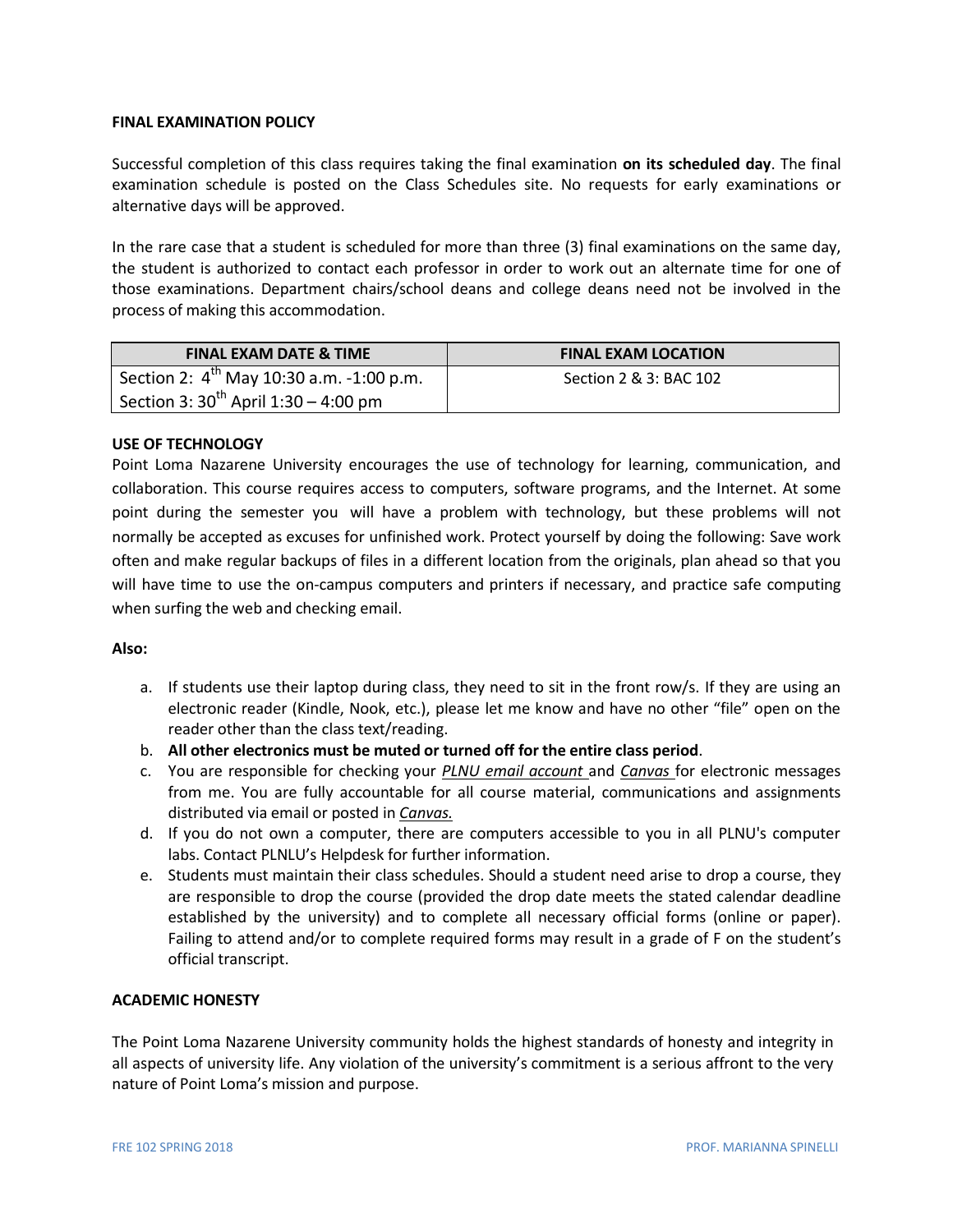**FINAL EXAMINATION POLICY**

Successful completion of this class requires taking the final examination **on its scheduled day**. The final examination schedule is posted on the Class Schedules site. No requests for early examinations or alternative days will be approved.

In the rare case that a student is scheduled for more than three (3) final examinations on the same day, the student is authorized to contact each professor in order to work out an alternate time for one of those examinations. Department chairs/school deans and college deans need not be involved in the process of making this accommodation.

| FINAL EXAM DATE & TIME | FINAL EXAM LOCATION |
|---|---|
| Section 2: 4th May 10:30 a.m. -1:00 p.m.<br>Section 3: 30th April 1:30 – 4:00 pm | Section 2 & 3: BAC 102 |

**USE OF TECHNOLOGY**

Point Loma Nazarene University encourages the use of technology for learning, communication, and collaboration. This course requires access to computers, software programs, and the Internet. At some point during the semester you will have a problem with technology, but these problems will not normally be accepted as excuses for unfinished work. Protect yourself by doing the following: Save work often and make regular backups of files in a different location from the originals, plan ahead so that you will have time to use the on-campus computers and printers if necessary, and practice safe computing when surfing the web and checking email.

**Also:**

a. If students use their laptop during class, they need to sit in the front row/s. If they are using an electronic reader (Kindle, Nook, etc.), please let me know and have no other "file" open on the reader other than the class text/reading.
b. **All other electronics must be muted or turned off for the entire class period**.
c. You are responsible for checking your ***PLNU email account*** and ***Canvas*** for electronic messages from me. You are fully accountable for all course material, communications and assignments distributed via email or posted in ***Canvas.***
d. If you do not own a computer, there are computers accessible to you in all PLNU's computer labs. Contact PLNLU's Helpdesk for further information.
e. Students must maintain their class schedules. Should a student need arise to drop a course, they are responsible to drop the course (provided the drop date meets the stated calendar deadline established by the university) and to complete all necessary official forms (online or paper). Failing to attend and/or to complete required forms may result in a grade of F on the student's official transcript.

**ACADEMIC HONESTY**

The Point Loma Nazarene University community holds the highest standards of honesty and integrity in all aspects of university life. Any violation of the university's commitment is a serious affront to the very nature of Point Loma's mission and purpose.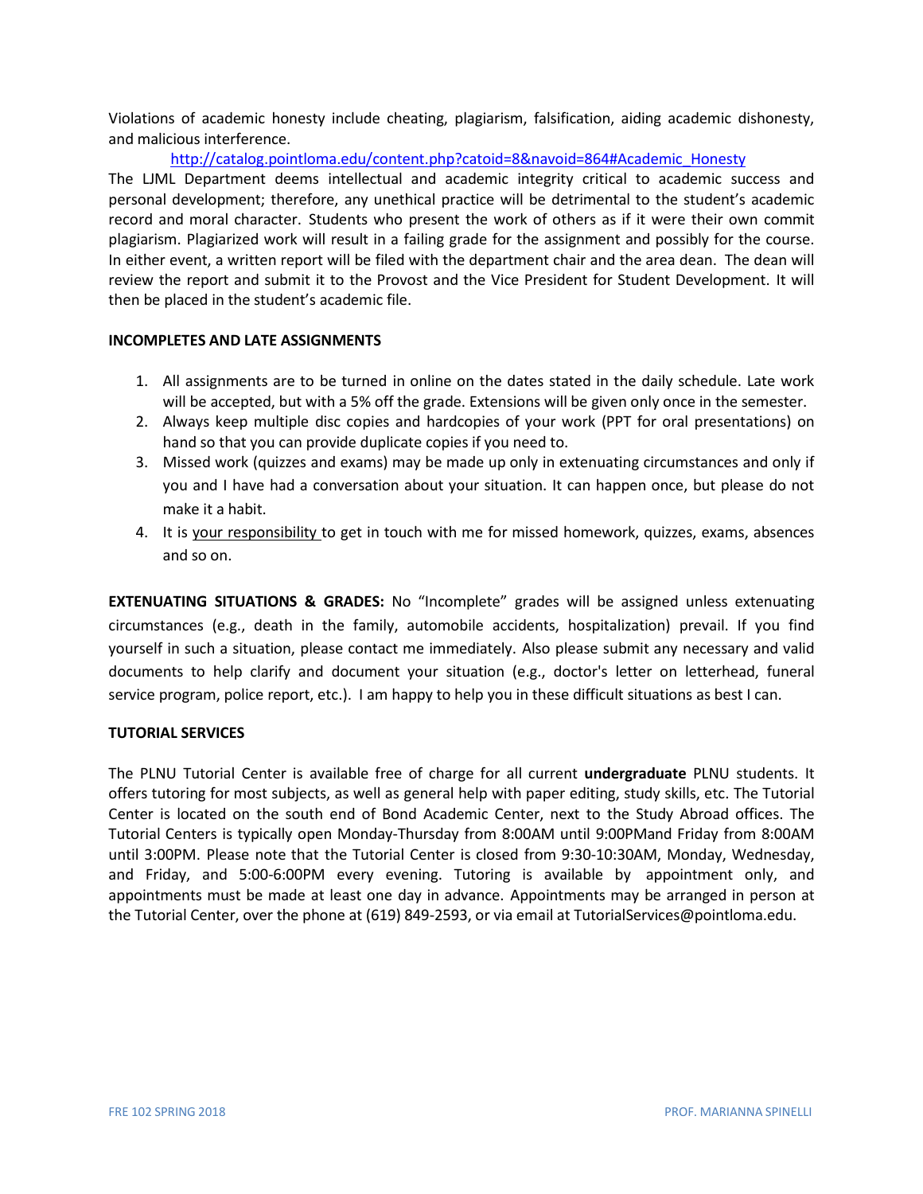Violations of academic honesty include cheating, plagiarism, falsification, aiding academic dishonesty, and malicious interference.

http://catalog.pointloma.edu/content.php?catoid=8&navoid=864#Academic_Honesty

The LJML Department deems intellectual and academic integrity critical to academic success and personal development; therefore, any unethical practice will be detrimental to the student's academic record and moral character. Students who present the work of others as if it were their own commit plagiarism. Plagiarized work will result in a failing grade for the assignment and possibly for the course. In either event, a written report will be filed with the department chair and the area dean. The dean will review the report and submit it to the Provost and the Vice President for Student Development. It will then be placed in the student's academic file.

**INCOMPLETES AND LATE ASSIGNMENTS**

1. All assignments are to be turned in online on the dates stated in the daily schedule. Late work will be accepted, but with a 5% off the grade. Extensions will be given only once in the semester.
2. Always keep multiple disc copies and hardcopies of your work (PPT for oral presentations) on hand so that you can provide duplicate copies if you need to.
3. Missed work (quizzes and exams) may be made up only in extenuating circumstances and only if you and I have had a conversation about your situation. It can happen once, but please do not make it a habit.
4. It is your responsibility to get in touch with me for missed homework, quizzes, exams, absences and so on.

**EXTENUATING SITUATIONS & GRADES:** No "Incomplete" grades will be assigned unless extenuating circumstances (e.g., death in the family, automobile accidents, hospitalization) prevail. If you find yourself in such a situation, please contact me immediately. Also please submit any necessary and valid documents to help clarify and document your situation (e.g., doctor's letter on letterhead, funeral service program, police report, etc.). I am happy to help you in these difficult situations as best I can.

**TUTORIAL SERVICES**

The PLNU Tutorial Center is available free of charge for all current **undergraduate** PLNU students. It offers tutoring for most subjects, as well as general help with paper editing, study skills, etc. The Tutorial Center is located on the south end of Bond Academic Center, next to the Study Abroad offices. The Tutorial Centers is typically open Monday-Thursday from 8:00AM until 9:00PMand Friday from 8:00AM until 3:00PM. Please note that the Tutorial Center is closed from 9:30-10:30AM, Monday, Wednesday, and Friday, and 5:00-6:00PM every evening. Tutoring is available by appointment only, and appointments must be made at least one day in advance. Appointments may be arranged in person at the Tutorial Center, over the phone at (619) 849-2593, or via email at TutorialServices@pointloma.edu.